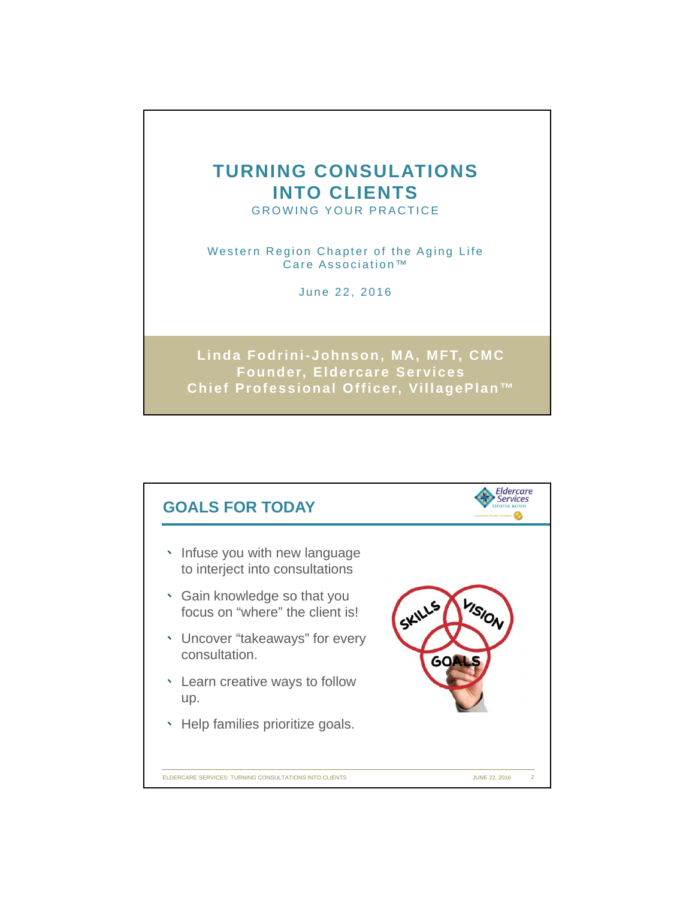# TURNING CONSULATIONS INTO CLIENTS

GROWING YOUR PRACTICE

Western Region Chapter of the Aging Life Care Association™

June 22, 2016

**Linda Fodrini-Johnson, MA, MFT, CMC**
**Founder, Eldercare Services**
**Chief Professional Officer, VillagePlan™**

## GOALS FOR TODAY

- Infuse you with new language to interject into consultations
- Gain knowledge so that you focus on "where" the client is!
- Uncover "takeaways" for every consultation.
- Learn creative ways to follow up.
- Help families prioritize goals.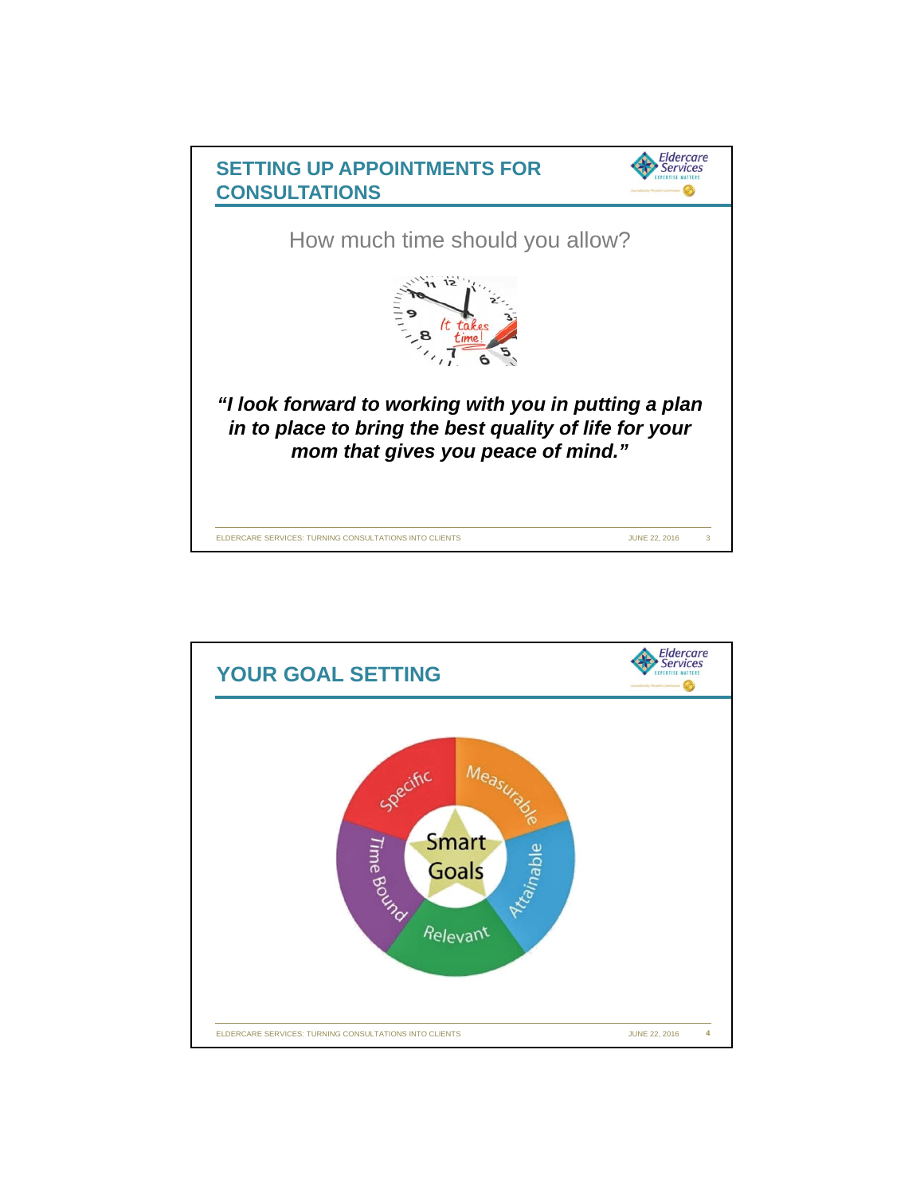## SETTING UP APPOINTMENTS FOR CONSULTATIONS

How much time should you allow?

***"I look forward to working with you in putting a plan in to place to bring the best quality of life for your mom that gives you peace of mind."***

## YOUR GOAL SETTING

Smart Goals

- Specific
- Measurable
- Attainable
- Relevant
- Time Bound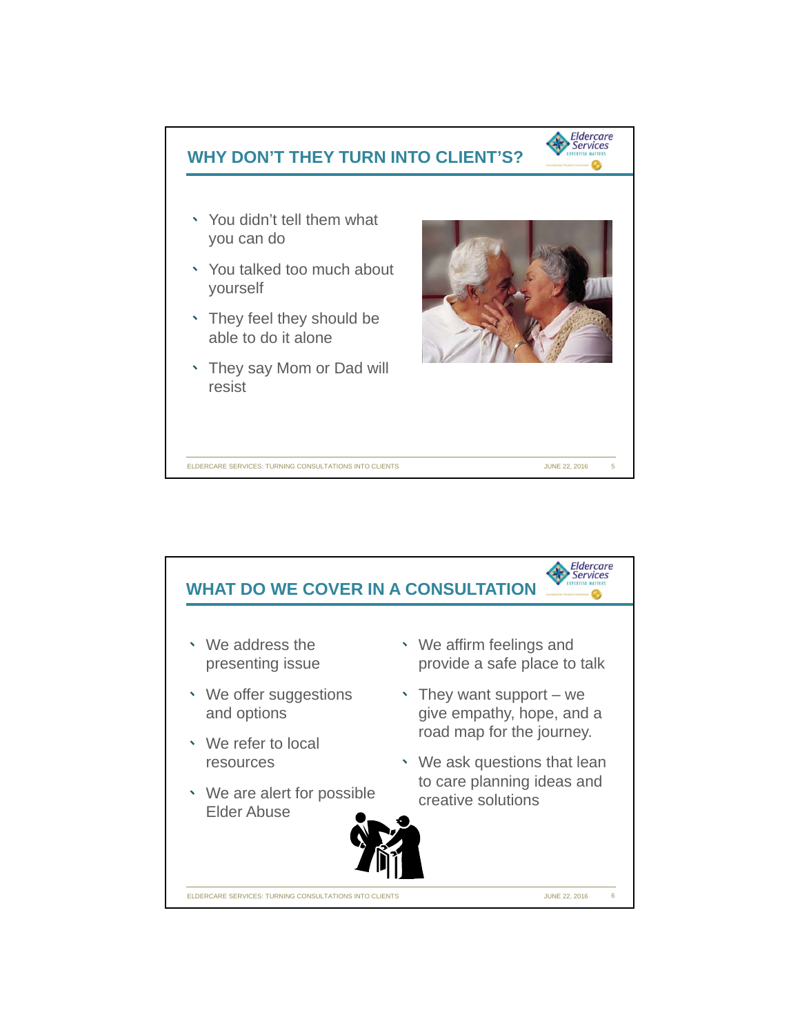## WHY DON'T THEY TURN INTO CLIENT'S?

- You didn't tell them what you can do
- You talked too much about yourself
- They feel they should be able to do it alone
- They say Mom or Dad will resist

## WHAT DO WE COVER IN A CONSULTATION

- We address the presenting issue
- We offer suggestions and options
- We refer to local resources
- We are alert for possible Elder Abuse
- We affirm feelings and provide a safe place to talk
- They want support – we give empathy, hope, and a road map for the journey.
- We ask questions that lean to care planning ideas and creative solutions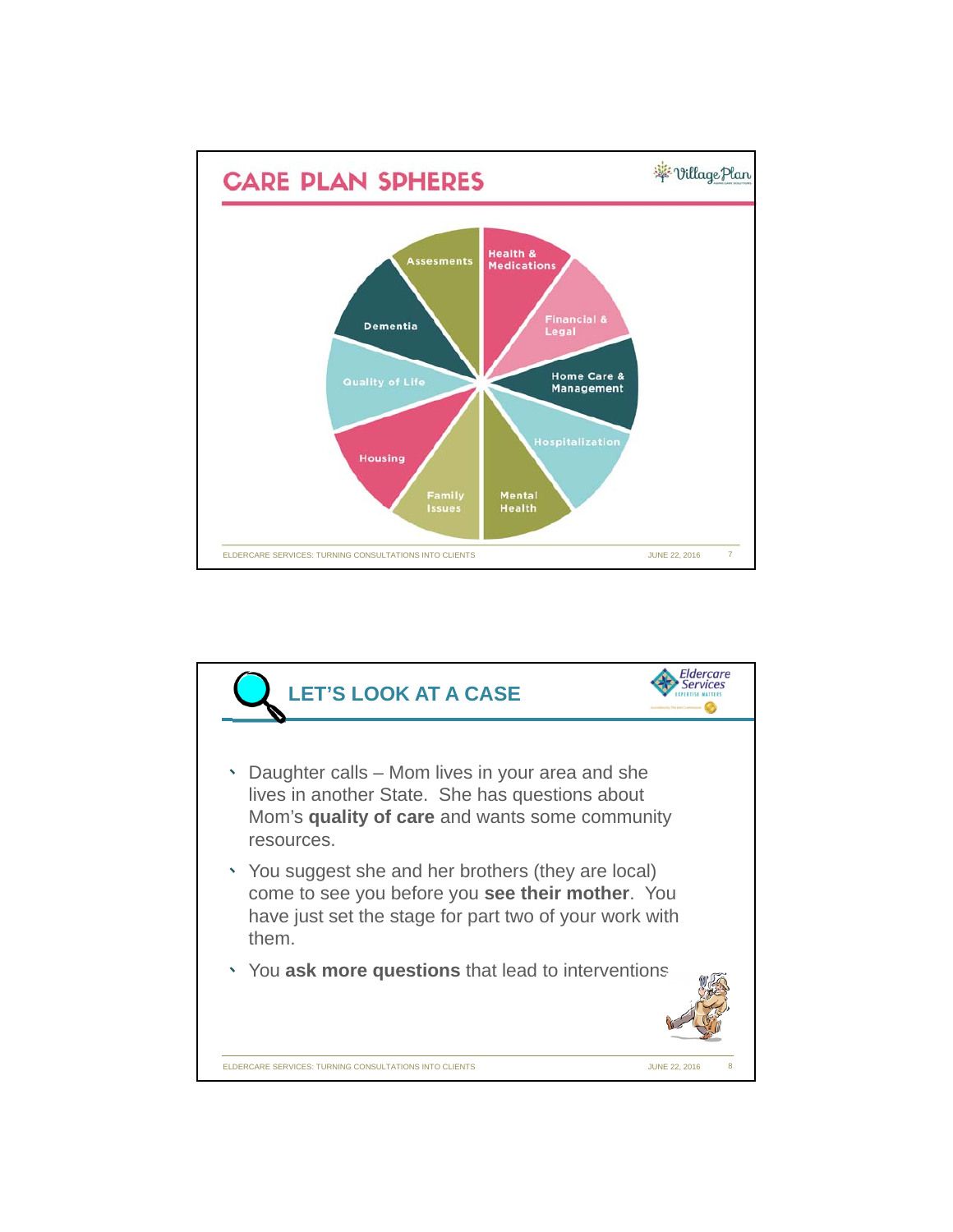## CARE PLAN SPHERES

- Health & Medications
- Financial & Legal
- Home Care & Management
- Hospitalization
- Mental Health
- Family Issues
- Housing
- Quality of Life
- Dementia
- Assesments

## LET'S LOOK AT A CASE

- Daughter calls – Mom lives in your area and she lives in another State. She has questions about Mom's **quality of care** and wants some community resources.
- You suggest she and her brothers (they are local) come to see you before you **see their mother**. You have just set the stage for part two of your work with them.
- You **ask more questions** that lead to interventions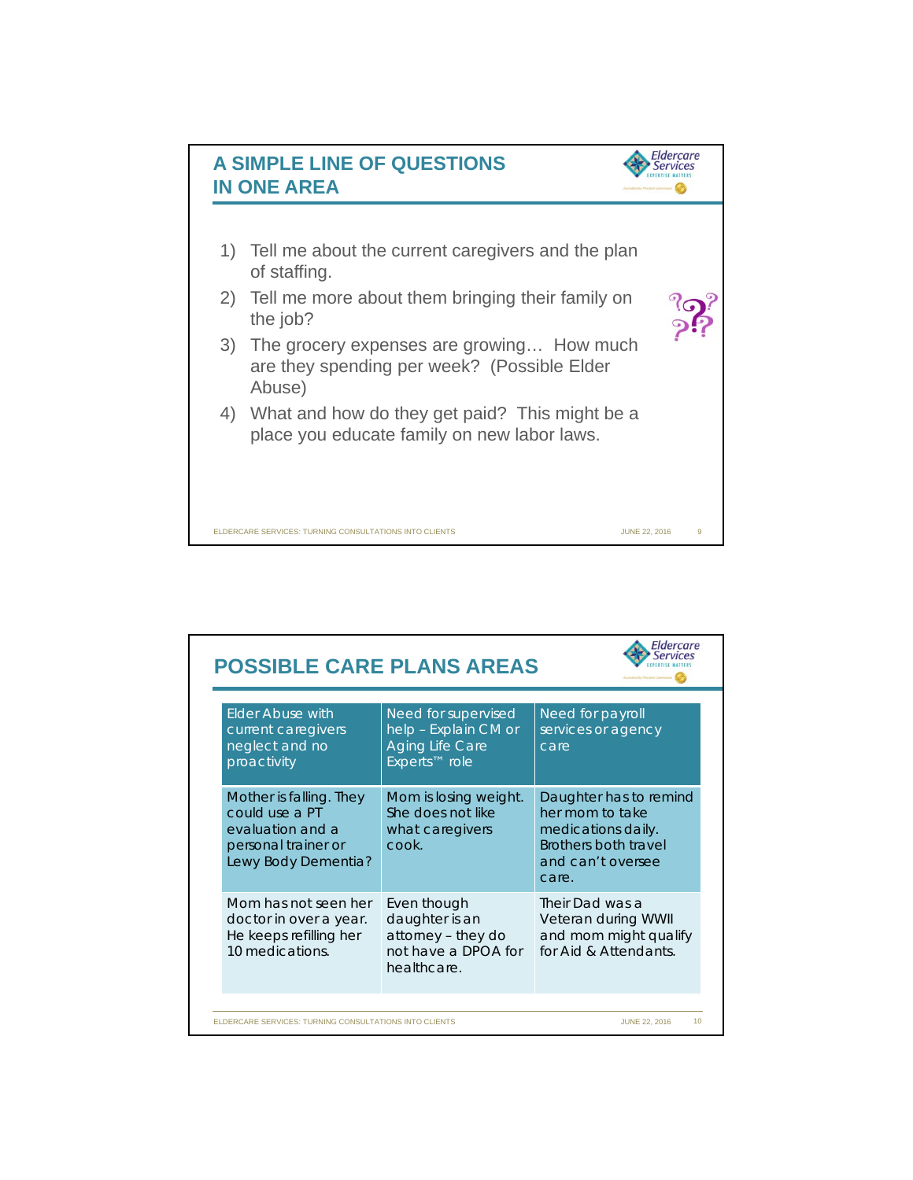## A SIMPLE LINE OF QUESTIONS IN ONE AREA

1) Tell me about the current caregivers and the plan of staffing.
2) Tell me more about them bringing their family on the job?
3) The grocery expenses are growing… How much are they spending per week? (Possible Elder Abuse)
4) What and how do they get paid? This might be a place you educate family on new labor laws.

## POSSIBLE CARE PLANS AREAS

| Elder Abuse with current caregivers neglect and no proactivity | Need for supervised help – Explain CM or Aging Life Care Experts™ role | Need for payroll services or agency care |
|---|---|---|
| Mother is falling. They could use a PT evaluation and a personal trainer or Lewy Body Dementia? | Mom is losing weight. She does not like what caregivers cook. | Daughter has to remind her mom to take medications daily. Brothers both travel and can't oversee care. |
| Mom has not seen her doctor in over a year. He keeps refilling her 10 medications. | Even though daughter is an attorney – they do not have a DPOA for healthcare. | Their Dad was a Veteran during WWII and mom might qualify for Aid & Attendants. |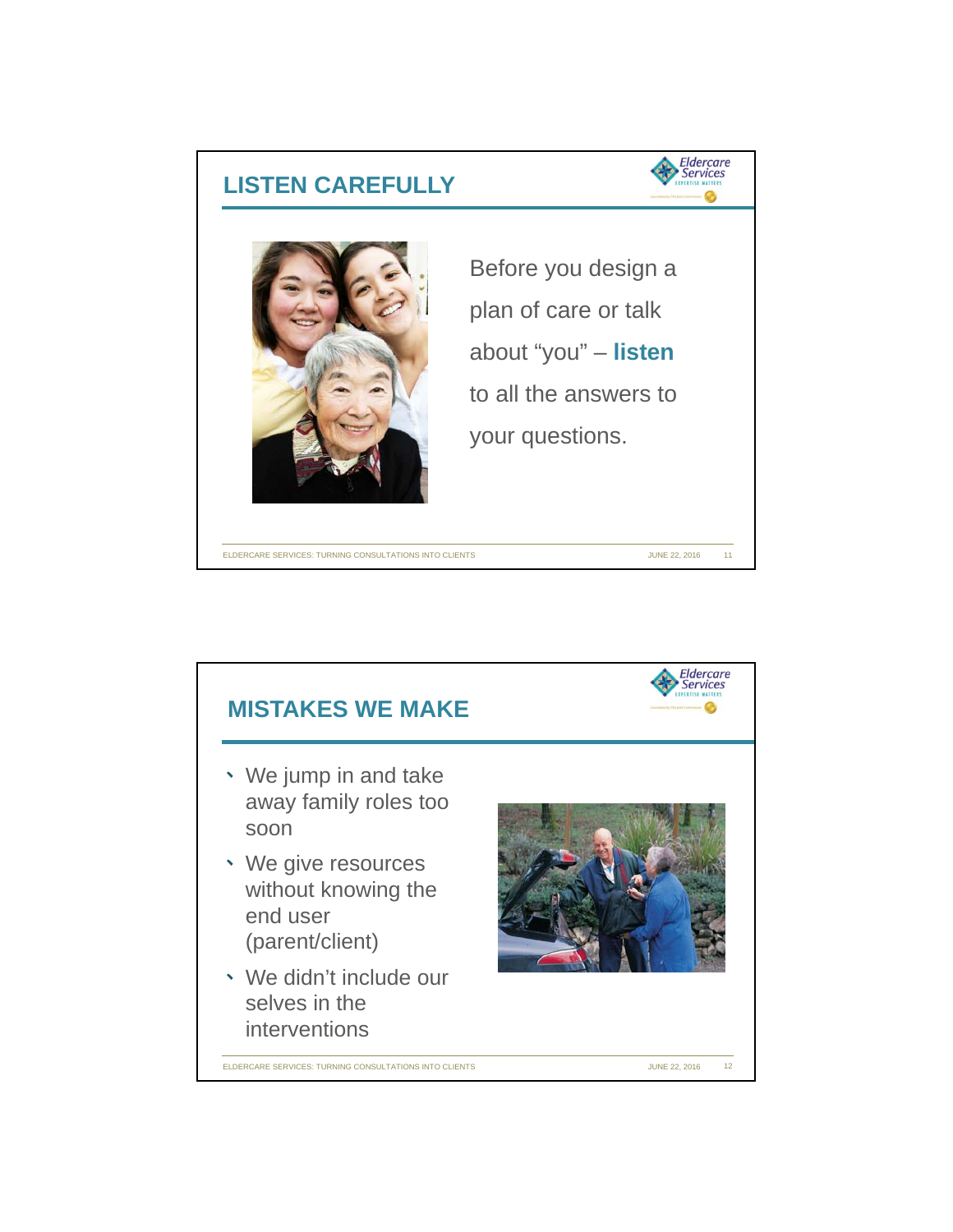## LISTEN CAREFULLY

Before you design a plan of care or talk about "you" – **listen** to all the answers to your questions.

## MISTAKES WE MAKE

- We jump in and take away family roles too soon
- We give resources without knowing the end user (parent/client)
- We didn't include our selves in the interventions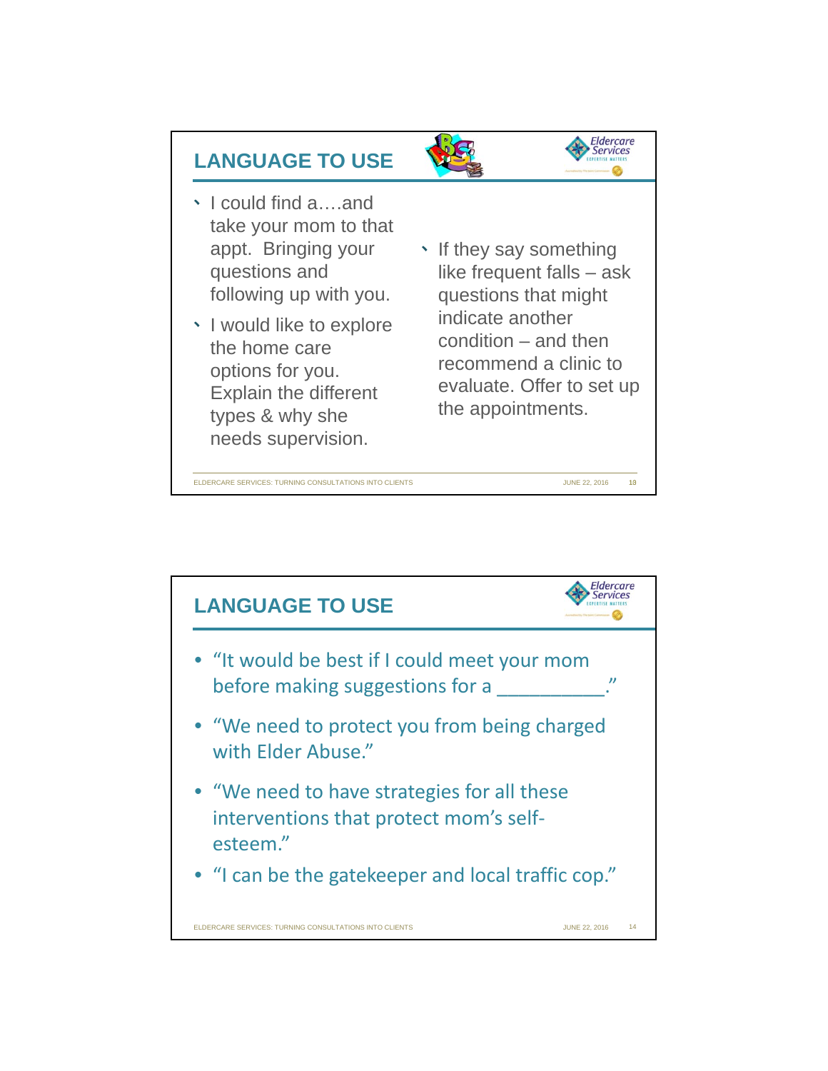## LANGUAGE TO USE

- I could find a….and take your mom to that appt. Bringing your questions and following up with you.
- I would like to explore the home care options for you. Explain the different types & why she needs supervision.
- If they say something like frequent falls – ask questions that might indicate another condition – and then recommend a clinic to evaluate. Offer to set up the appointments.

## LANGUAGE TO USE

- "It would be best if I could meet your mom before making suggestions for a __________."
- "We need to protect you from being charged with Elder Abuse."
- "We need to have strategies for all these interventions that protect mom's self-esteem."
- "I can be the gatekeeper and local traffic cop."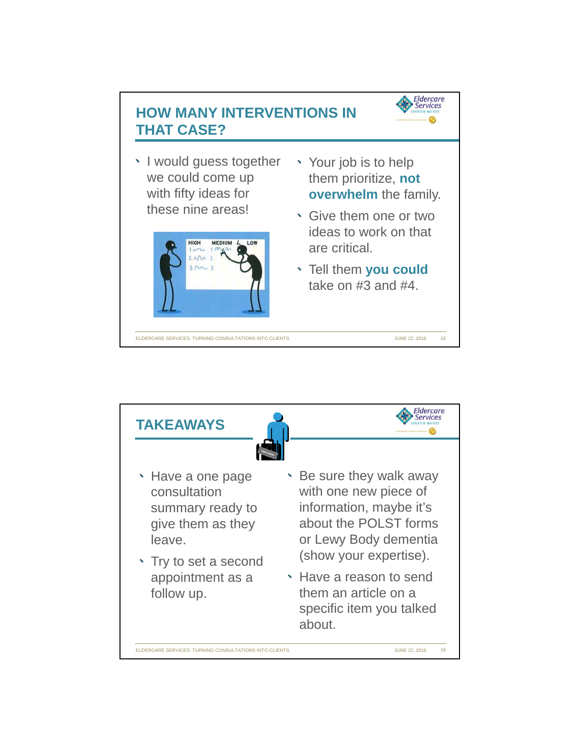## HOW MANY INTERVENTIONS IN THAT CASE?

- I would guess together we could come up with fifty ideas for these nine areas!
- Your job is to help them prioritize, **not overwhelm** the family.
- Give them one or two ideas to work on that are critical.
- Tell them **you could** take on #3 and #4.

## TAKEAWAYS

- Have a one page consultation summary ready to give them as they leave.
- Try to set a second appointment as a follow up.
- Be sure they walk away with one new piece of information, maybe it's about the POLST forms or Lewy Body dementia (show your expertise).
- Have a reason to send them an article on a specific item you talked about.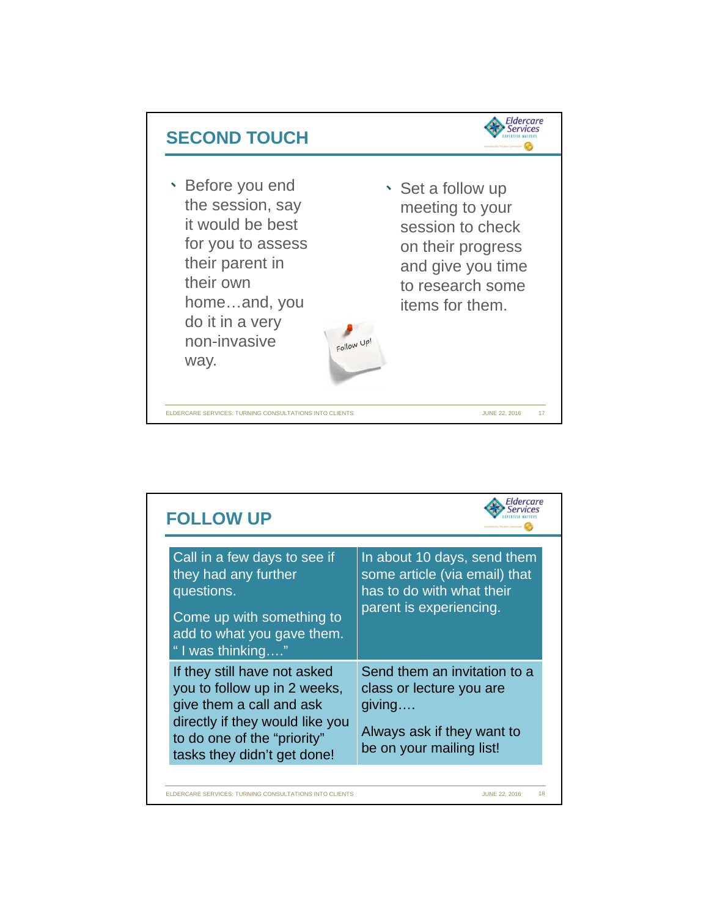## SECOND TOUCH

- Before you end the session, say it would be best for you to assess their parent in their own home…and, you do it in a very non-invasive way.
- Set a follow up meeting to your session to check on their progress and give you time to research some items for them.

## FOLLOW UP

| | |
|---|---|
| Call in a few days to see if they had any further questions.<br><br>Come up with something to add to what you gave them. " I was thinking…." | In about 10 days, send them some article (via email) that has to do with what their parent is experiencing. |
| If they still have not asked you to follow up in 2 weeks, give them a call and ask directly if they would like you to do one of the "priority" tasks they didn't get done! | Send them an invitation to a class or lecture you are giving….<br><br>Always ask if they want to be on your mailing list! |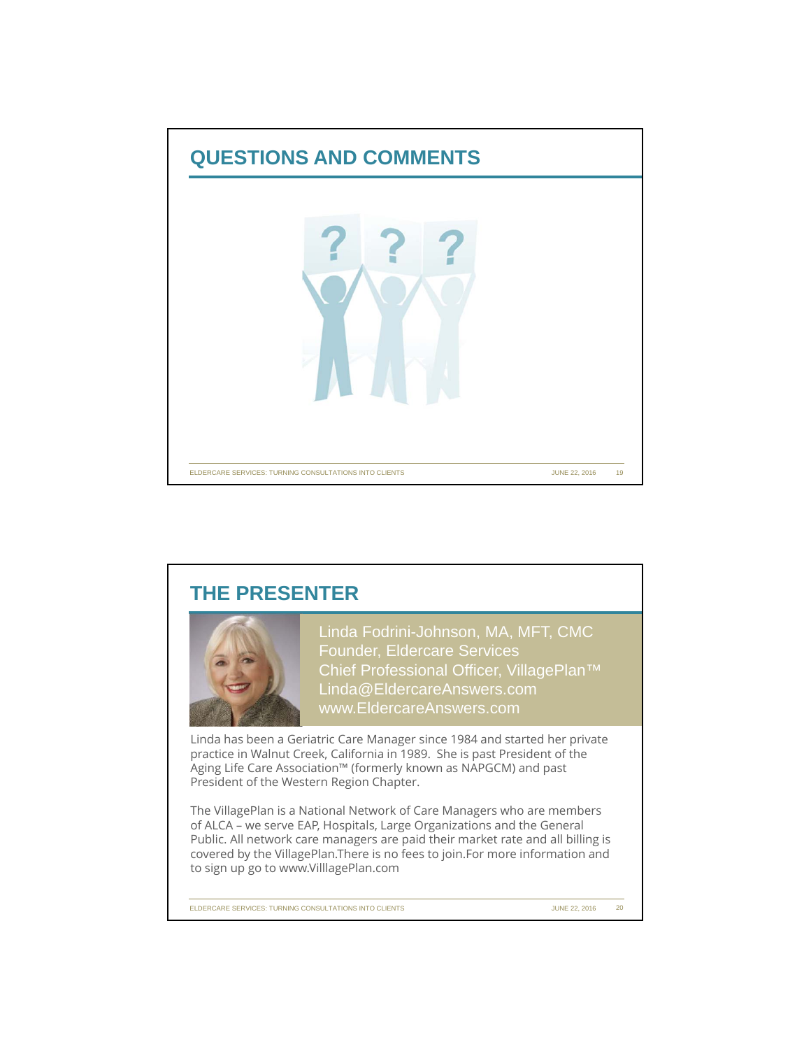## QUESTIONS AND COMMENTS

## THE PRESENTER

Linda Fodrini-Johnson, MA, MFT, CMC
Founder, Eldercare Services
Chief Professional Officer, VillagePlan™
Linda@EldercareAnswers.com
www.EldercareAnswers.com

Linda has been a Geriatric Care Manager since 1984 and started her private practice in Walnut Creek, California in 1989. She is past President of the Aging Life Care Association™ (formerly known as NAPGCM) and past President of the Western Region Chapter.

The VillagePlan is a National Network of Care Managers who are members of ALCA – we serve EAP, Hospitals, Large Organizations and the General Public. All network care managers are paid their market rate and all billing is covered by the VillagePlan.There is no fees to join.For more information and to sign up go to www.VilllagePlan.com